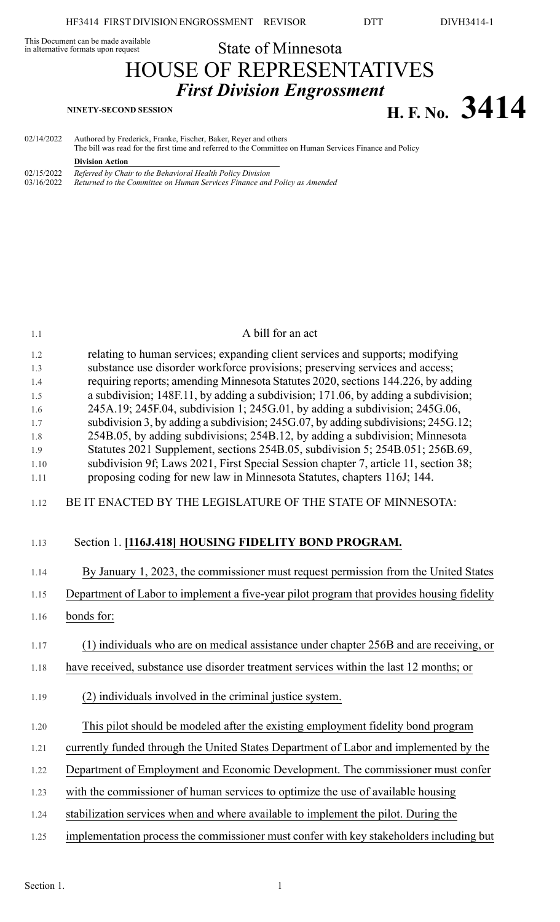This Document can be made available in alternative formats upon request

State of Minnesota

# HOUSE OF REPRESENTATIVES

## *First Division Engrossment*

**NINETY-SECOND SESSION**

# H. F. No. 3414

02/14/2022 Authored by Frederick, Franke, Fischer, Baker, Reyer and others
The bill was read for the first time and referred to the Committee on Human Services Finance and Policy

**Division Action**

02/15/2022 *Referred by Chair to the Behavioral Health Policy Division*
03/16/2022 *Returned to the Committee on Human Services Finance and Policy as Amended*

A bill for an act

relating to human services; expanding client services and supports; modifying substance use disorder workforce provisions; preserving services and access; requiring reports; amending Minnesota Statutes 2020, sections 144.226, by adding a subdivision; 148F.11, by adding a subdivision; 171.06, by adding a subdivision; 245A.19; 245F.04, subdivision 1; 245G.01, by adding a subdivision; 245G.06, subdivision 3, by adding a subdivision; 245G.07, by adding subdivisions; 245G.12; 254B.05, by adding subdivisions; 254B.12, by adding a subdivision; Minnesota Statutes 2021 Supplement, sections 254B.05, subdivision 5; 254B.051; 256B.69, subdivision 9f; Laws 2021, First Special Session chapter 7, article 11, section 38; proposing coding for new law in Minnesota Statutes, chapters 116J; 144.

BE IT ENACTED BY THE LEGISLATURE OF THE STATE OF MINNESOTA:

Section 1. **[116J.418] HOUSING FIDELITY BOND PROGRAM.**

By January 1, 2023, the commissioner must request permission from the United States Department of Labor to implement a five-year pilot program that provides housing fidelity bonds for:

(1) individuals who are on medical assistance under chapter 256B and are receiving, or have received, substance use disorder treatment services within the last 12 months; or

(2) individuals involved in the criminal justice system.

This pilot should be modeled after the existing employment fidelity bond program currently funded through the United States Department of Labor and implemented by the Department of Employment and Economic Development. The commissioner must confer with the commissioner of human services to optimize the use of available housing stabilization services when and where available to implement the pilot. During the implementation process the commissioner must confer with key stakeholders including but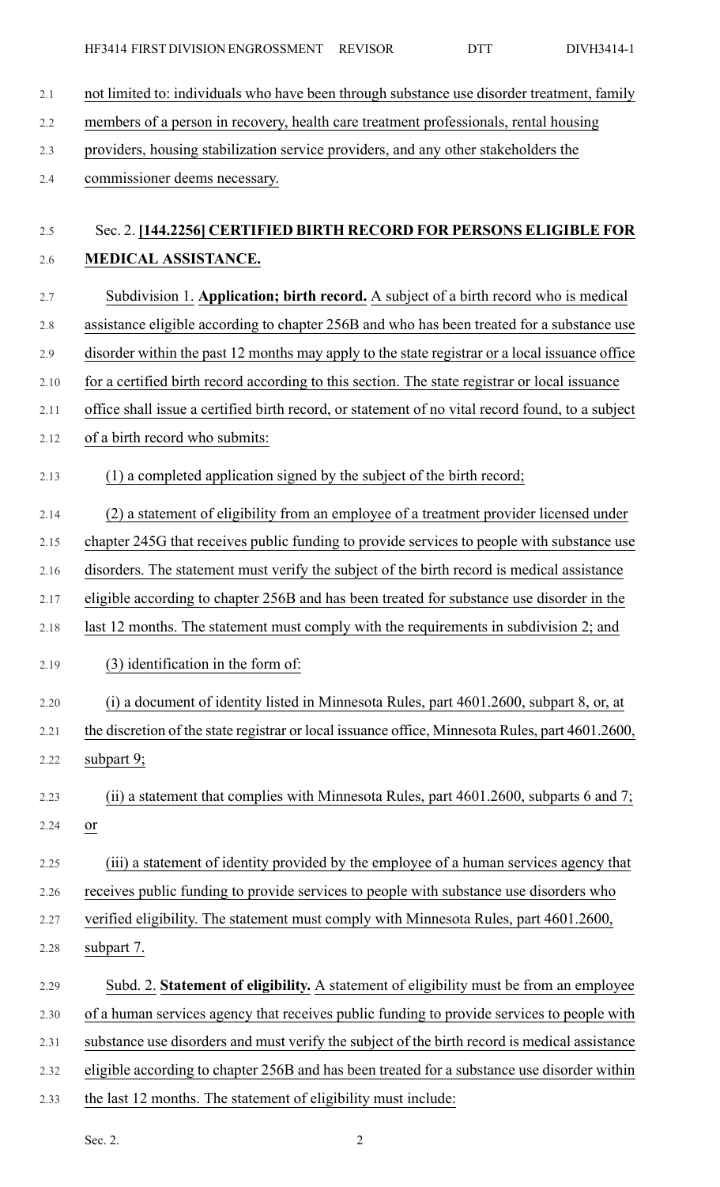not limited to: individuals who have been through substance use disorder treatment, family members of a person in recovery, health care treatment professionals, rental housing providers, housing stabilization service providers, and any other stakeholders the commissioner deems necessary.

Sec. 2. **[144.2256] CERTIFIED BIRTH RECORD FOR PERSONS ELIGIBLE FOR MEDICAL ASSISTANCE.**

Subdivision 1. **Application; birth record.** A subject of a birth record who is medical assistance eligible according to chapter 256B and who has been treated for a substance use disorder within the past 12 months may apply to the state registrar or a local issuance office for a certified birth record according to this section. The state registrar or local issuance office shall issue a certified birth record, or statement of no vital record found, to a subject of a birth record who submits:

(1) a completed application signed by the subject of the birth record;

(2) a statement of eligibility from an employee of a treatment provider licensed under chapter 245G that receives public funding to provide services to people with substance use disorders. The statement must verify the subject of the birth record is medical assistance eligible according to chapter 256B and has been treated for substance use disorder in the last 12 months. The statement must comply with the requirements in subdivision 2; and

(3) identification in the form of:

(i) a document of identity listed in Minnesota Rules, part 4601.2600, subpart 8, or, at the discretion of the state registrar or local issuance office, Minnesota Rules, part 4601.2600, subpart 9;

(ii) a statement that complies with Minnesota Rules, part 4601.2600, subparts 6 and 7; or

(iii) a statement of identity provided by the employee of a human services agency that receives public funding to provide services to people with substance use disorders who verified eligibility. The statement must comply with Minnesota Rules, part 4601.2600, subpart 7.

Subd. 2. **Statement of eligibility.** A statement of eligibility must be from an employee of a human services agency that receives public funding to provide services to people with substance use disorders and must verify the subject of the birth record is medical assistance eligible according to chapter 256B and has been treated for a substance use disorder within the last 12 months. The statement of eligibility must include: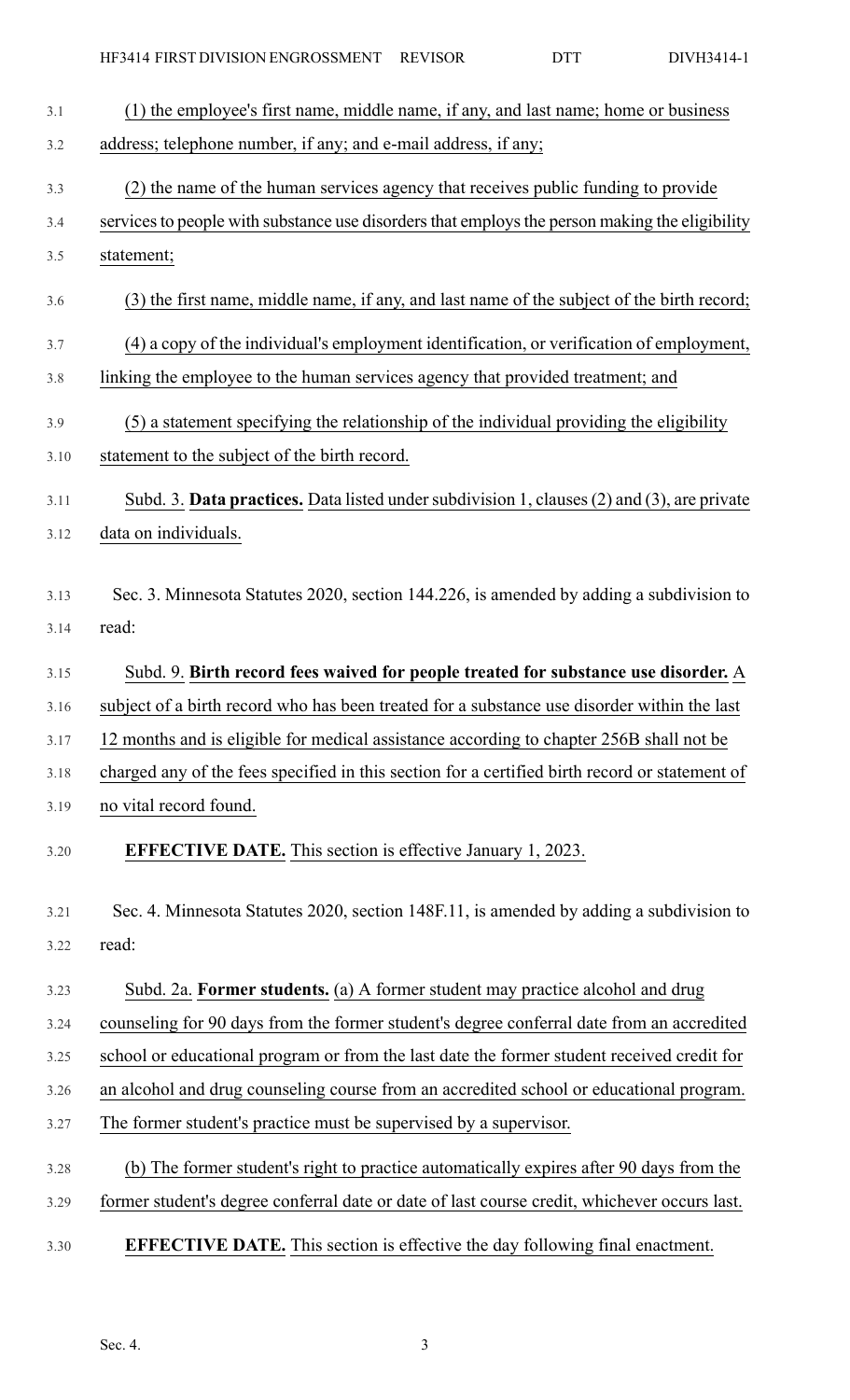(1) the employee's first name, middle name, if any, and last name; home or business address; telephone number, if any; and e-mail address, if any;

(2) the name of the human services agency that receives public funding to provide services to people with substance use disorders that employs the person making the eligibility statement;

(3) the first name, middle name, if any, and last name of the subject of the birth record;

(4) a copy of the individual's employment identification, or verification of employment, linking the employee to the human services agency that provided treatment; and

(5) a statement specifying the relationship of the individual providing the eligibility statement to the subject of the birth record.

Subd. 3. **Data practices.** Data listed under subdivision 1, clauses (2) and (3), are private data on individuals.

Sec. 3. Minnesota Statutes 2020, section 144.226, is amended by adding a subdivision to read:

Subd. 9. **Birth record fees waived for people treated for substance use disorder.** A subject of a birth record who has been treated for a substance use disorder within the last 12 months and is eligible for medical assistance according to chapter 256B shall not be charged any of the fees specified in this section for a certified birth record or statement of no vital record found.

**EFFECTIVE DATE.** This section is effective January 1, 2023.

Sec. 4. Minnesota Statutes 2020, section 148F.11, is amended by adding a subdivision to read:

Subd. 2a. **Former students.** (a) A former student may practice alcohol and drug counseling for 90 days from the former student's degree conferral date from an accredited school or educational program or from the last date the former student received credit for an alcohol and drug counseling course from an accredited school or educational program. The former student's practice must be supervised by a supervisor.

(b) The former student's right to practice automatically expires after 90 days from the former student's degree conferral date or date of last course credit, whichever occurs last.

**EFFECTIVE DATE.** This section is effective the day following final enactment.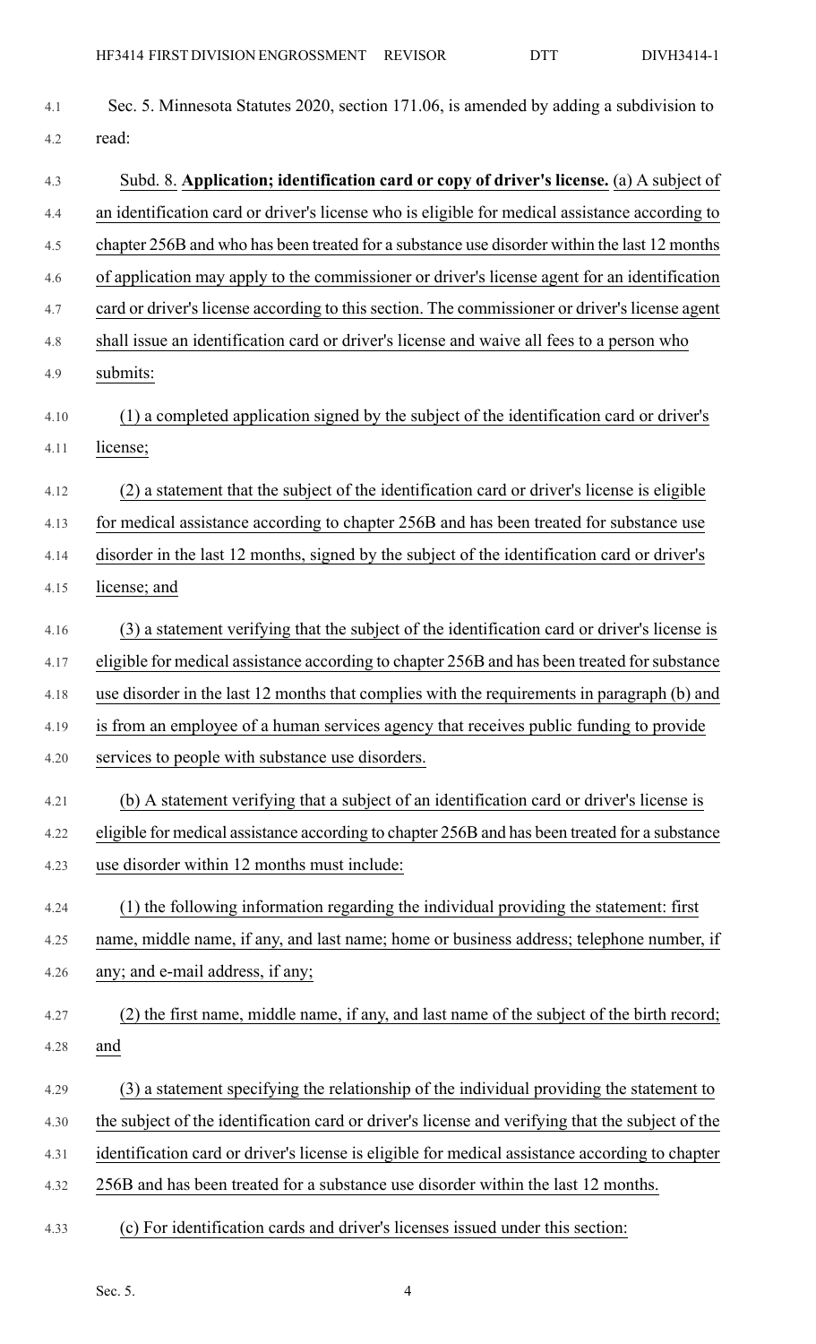Sec. 5. Minnesota Statutes 2020, section 171.06, is amended by adding a subdivision to read:

Subd. 8. **Application; identification card or copy of driver's license.** (a) A subject of an identification card or driver's license who is eligible for medical assistance according to chapter 256B and who has been treated for a substance use disorder within the last 12 months of application may apply to the commissioner or driver's license agent for an identification card or driver's license according to this section. The commissioner or driver's license agent shall issue an identification card or driver's license and waive all fees to a person who submits:

(1) a completed application signed by the subject of the identification card or driver's license;

(2) a statement that the subject of the identification card or driver's license is eligible for medical assistance according to chapter 256B and has been treated for substance use disorder in the last 12 months, signed by the subject of the identification card or driver's license; and

(3) a statement verifying that the subject of the identification card or driver's license is eligible for medical assistance according to chapter 256B and has been treated for substance use disorder in the last 12 months that complies with the requirements in paragraph (b) and is from an employee of a human services agency that receives public funding to provide services to people with substance use disorders.

(b) A statement verifying that a subject of an identification card or driver's license is eligible for medical assistance according to chapter 256B and has been treated for a substance use disorder within 12 months must include:

(1) the following information regarding the individual providing the statement: first name, middle name, if any, and last name; home or business address; telephone number, if any; and e-mail address, if any;

(2) the first name, middle name, if any, and last name of the subject of the birth record; and

(3) a statement specifying the relationship of the individual providing the statement to the subject of the identification card or driver's license and verifying that the subject of the identification card or driver's license is eligible for medical assistance according to chapter 256B and has been treated for a substance use disorder within the last 12 months.

(c) For identification cards and driver's licenses issued under this section: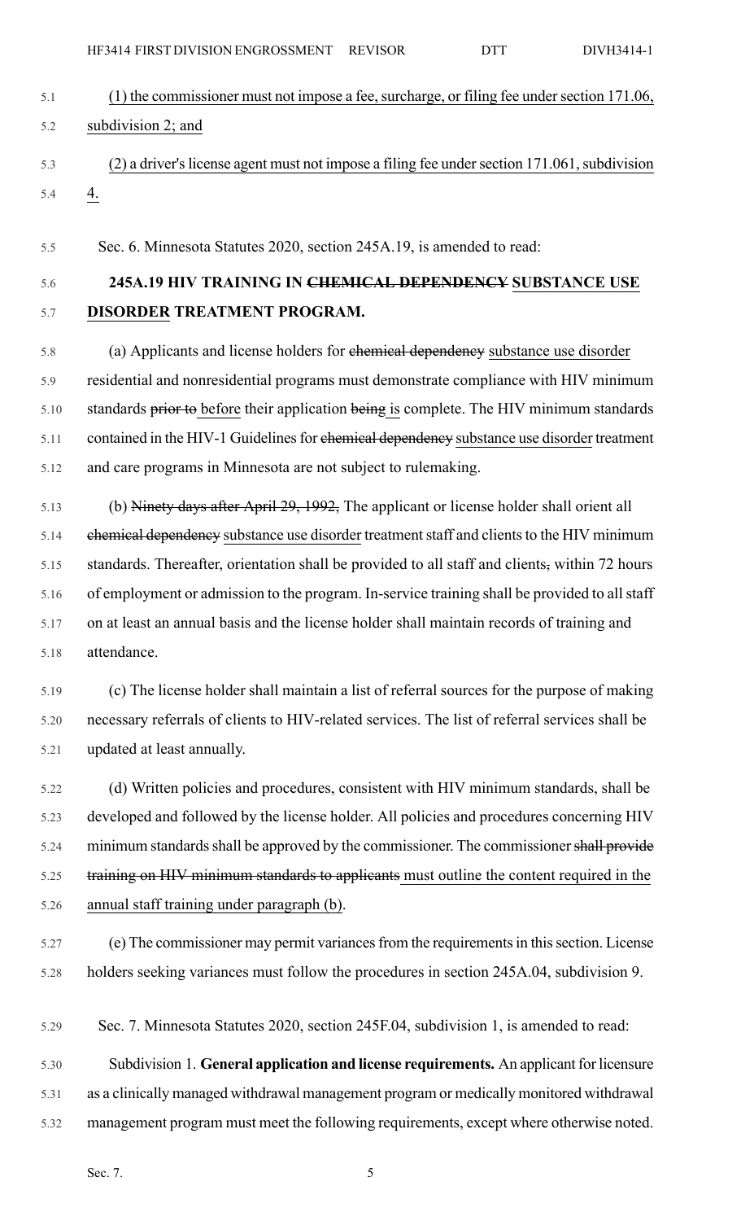(1) the commissioner must not impose a fee, surcharge, or filing fee under section 171.06, subdivision 2; and

(2) a driver's license agent must not impose a filing fee under section 171.061, subdivision 4.

Sec. 6. Minnesota Statutes 2020, section 245A.19, is amended to read:

**245A.19 HIV TRAINING IN ~~CHEMICAL DEPENDENCY~~ SUBSTANCE USE DISORDER TREATMENT PROGRAM.**

(a) Applicants and license holders for ~~chemical dependency~~ substance use disorder residential and nonresidential programs must demonstrate compliance with HIV minimum standards ~~prior to~~ before their application ~~being~~ is complete. The HIV minimum standards contained in the HIV-1 Guidelines for ~~chemical dependency~~ substance use disorder treatment and care programs in Minnesota are not subject to rulemaking.

(b) ~~Ninety days after April 29, 1992,~~ The applicant or license holder shall orient all ~~chemical dependency~~ substance use disorder treatment staff and clients to the HIV minimum standards. Thereafter, orientation shall be provided to all staff and clients~~,~~ within 72 hours of employment or admission to the program. In-service training shall be provided to all staff on at least an annual basis and the license holder shall maintain records of training and attendance.

(c) The license holder shall maintain a list of referral sources for the purpose of making necessary referrals of clients to HIV-related services. The list of referral services shall be updated at least annually.

(d) Written policies and procedures, consistent with HIV minimum standards, shall be developed and followed by the license holder. All policies and procedures concerning HIV minimum standards shall be approved by the commissioner. The commissioner ~~shall provide training on HIV minimum standards to applicants~~ must outline the content required in the annual staff training under paragraph (b).

(e) The commissioner may permit variances from the requirements in this section. License holders seeking variances must follow the procedures in section 245A.04, subdivision 9.

Sec. 7. Minnesota Statutes 2020, section 245F.04, subdivision 1, is amended to read:

Subdivision 1. **General application and license requirements.** An applicant for licensure as a clinically managed withdrawal management program or medically monitored withdrawal management program must meet the following requirements, except where otherwise noted.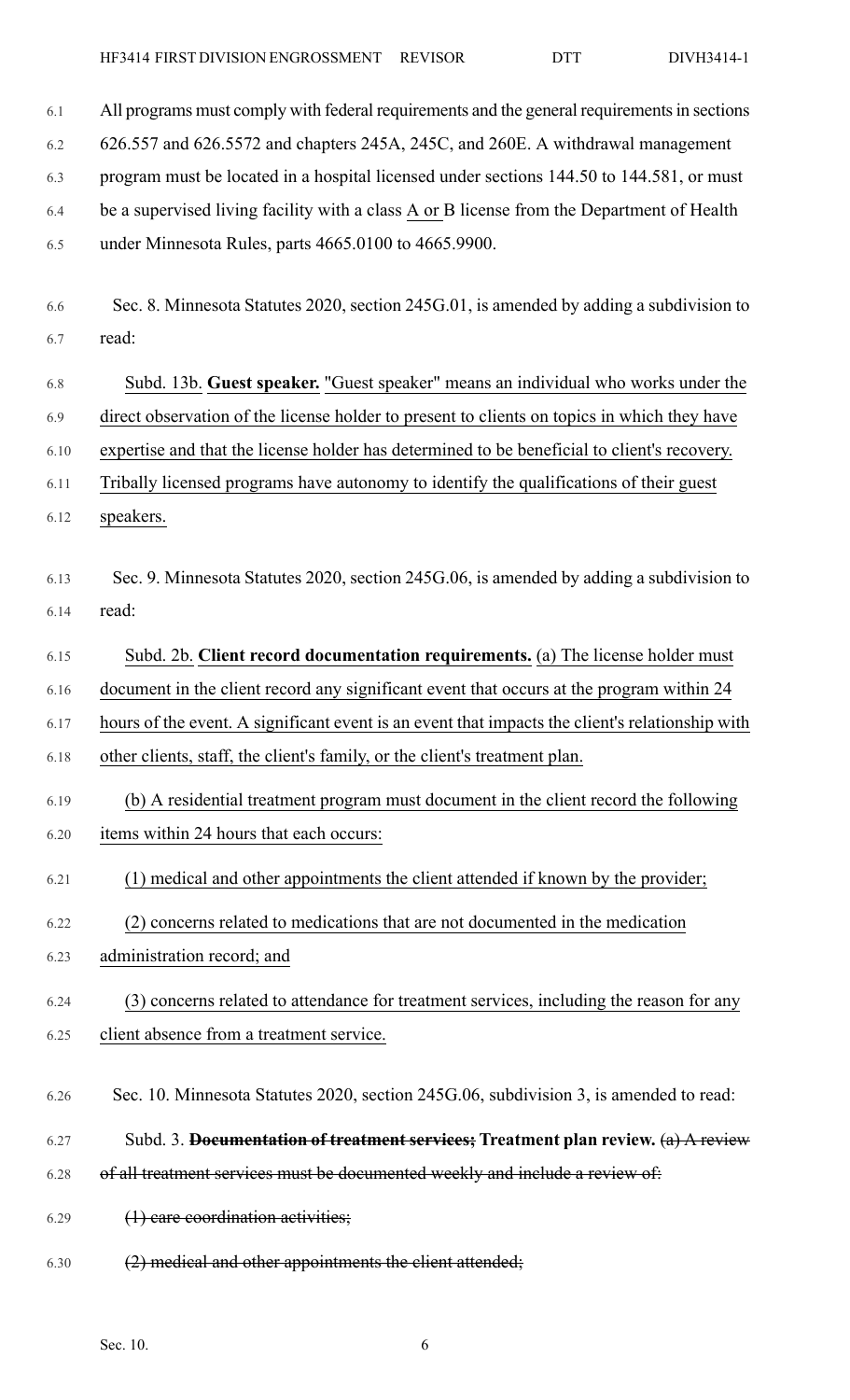All programs must comply with federal requirements and the general requirements in sections 626.557 and 626.5572 and chapters 245A, 245C, and 260E. A withdrawal management program must be located in a hospital licensed under sections 144.50 to 144.581, or must be a supervised living facility with a class A or B license from the Department of Health under Minnesota Rules, parts 4665.0100 to 4665.9900.

Sec. 8. Minnesota Statutes 2020, section 245G.01, is amended by adding a subdivision to read:

Subd. 13b. **Guest speaker.** "Guest speaker" means an individual who works under the direct observation of the license holder to present to clients on topics in which they have expertise and that the license holder has determined to be beneficial to client's recovery. Tribally licensed programs have autonomy to identify the qualifications of their guest speakers.

Sec. 9. Minnesota Statutes 2020, section 245G.06, is amended by adding a subdivision to read:

Subd. 2b. **Client record documentation requirements.** (a) The license holder must document in the client record any significant event that occurs at the program within 24 hours of the event. A significant event is an event that impacts the client's relationship with other clients, staff, the client's family, or the client's treatment plan.

(b) A residential treatment program must document in the client record the following items within 24 hours that each occurs:

(1) medical and other appointments the client attended if known by the provider;

(2) concerns related to medications that are not documented in the medication administration record; and

(3) concerns related to attendance for treatment services, including the reason for any client absence from a treatment service.

Sec. 10. Minnesota Statutes 2020, section 245G.06, subdivision 3, is amended to read:

Subd. 3. ~~**Documentation of treatment services;**~~ **Treatment plan review.** ~~(a) A review of all treatment services must be documented weekly and include a review of:~~

~~(1) care coordination activities;~~

~~(2) medical and other appointments the client attended;~~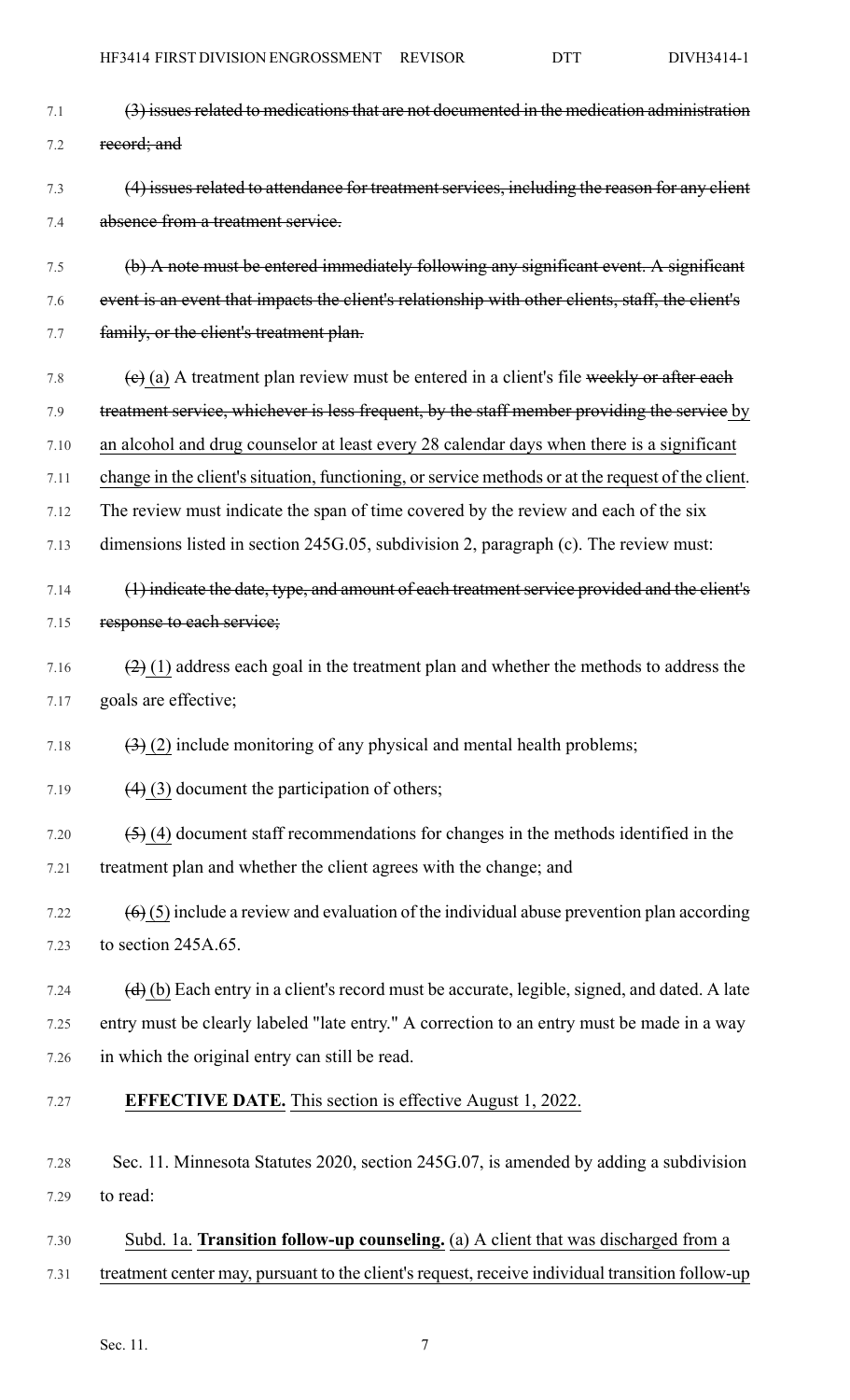~~(3) issues related to medications that are not documented in the medication administration record; and~~

~~(4) issues related to attendance for treatment services, including the reason for any client absence from a treatment service.~~

~~(b) A note must be entered immediately following any significant event. A significant event is an event that impacts the client's relationship with other clients, staff, the client's family, or the client's treatment plan.~~

~~(c)~~ (a) A treatment plan review must be entered in a client's file ~~weekly or after each treatment service, whichever is less frequent, by the staff member providing the service~~ by an alcohol and drug counselor at least every 28 calendar days when there is a significant change in the client's situation, functioning, or service methods or at the request of the client. The review must indicate the span of time covered by the review and each of the six dimensions listed in section 245G.05, subdivision 2, paragraph (c). The review must:

~~(1) indicate the date, type, and amount of each treatment service provided and the client's response to each service;~~

~~(2)~~ (1) address each goal in the treatment plan and whether the methods to address the goals are effective;

~~(3)~~ (2) include monitoring of any physical and mental health problems;

~~(4)~~ (3) document the participation of others;

~~(5)~~ (4) document staff recommendations for changes in the methods identified in the treatment plan and whether the client agrees with the change; and

~~(6)~~ (5) include a review and evaluation of the individual abuse prevention plan according to section 245A.65.

~~(d)~~ (b) Each entry in a client's record must be accurate, legible, signed, and dated. A late entry must be clearly labeled "late entry." A correction to an entry must be made in a way in which the original entry can still be read.

**EFFECTIVE DATE.** This section is effective August 1, 2022.

Sec. 11. Minnesota Statutes 2020, section 245G.07, is amended by adding a subdivision to read:

Subd. 1a. **Transition follow-up counseling.** (a) A client that was discharged from a treatment center may, pursuant to the client's request, receive individual transition follow-up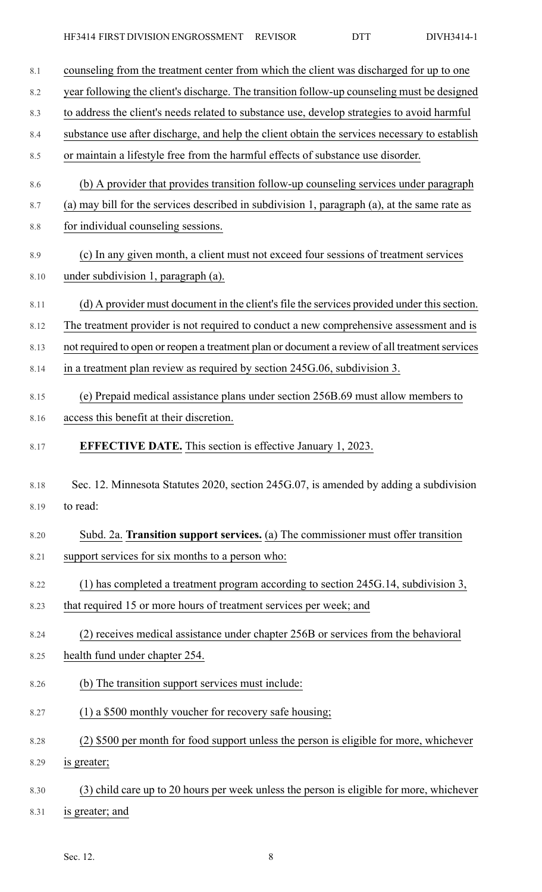counseling from the treatment center from which the client was discharged for up to one year following the client's discharge. The transition follow-up counseling must be designed to address the client's needs related to substance use, develop strategies to avoid harmful substance use after discharge, and help the client obtain the services necessary to establish or maintain a lifestyle free from the harmful effects of substance use disorder.

(b) A provider that provides transition follow-up counseling services under paragraph (a) may bill for the services described in subdivision 1, paragraph (a), at the same rate as for individual counseling sessions.

(c) In any given month, a client must not exceed four sessions of treatment services under subdivision 1, paragraph (a).

(d) A provider must document in the client's file the services provided under this section. The treatment provider is not required to conduct a new comprehensive assessment and is not required to open or reopen a treatment plan or document a review of all treatment services in a treatment plan review as required by section 245G.06, subdivision 3.

(e) Prepaid medical assistance plans under section 256B.69 must allow members to access this benefit at their discretion.

**EFFECTIVE DATE.** This section is effective January 1, 2023.

Sec. 12. Minnesota Statutes 2020, section 245G.07, is amended by adding a subdivision to read:

Subd. 2a. **Transition support services.** (a) The commissioner must offer transition support services for six months to a person who:

(1) has completed a treatment program according to section 245G.14, subdivision 3, that required 15 or more hours of treatment services per week; and

(2) receives medical assistance under chapter 256B or services from the behavioral health fund under chapter 254.

(b) The transition support services must include:

(1) a $500 monthly voucher for recovery safe housing;

(2) $500 per month for food support unless the person is eligible for more, whichever is greater;

(3) child care up to 20 hours per week unless the person is eligible for more, whichever is greater; and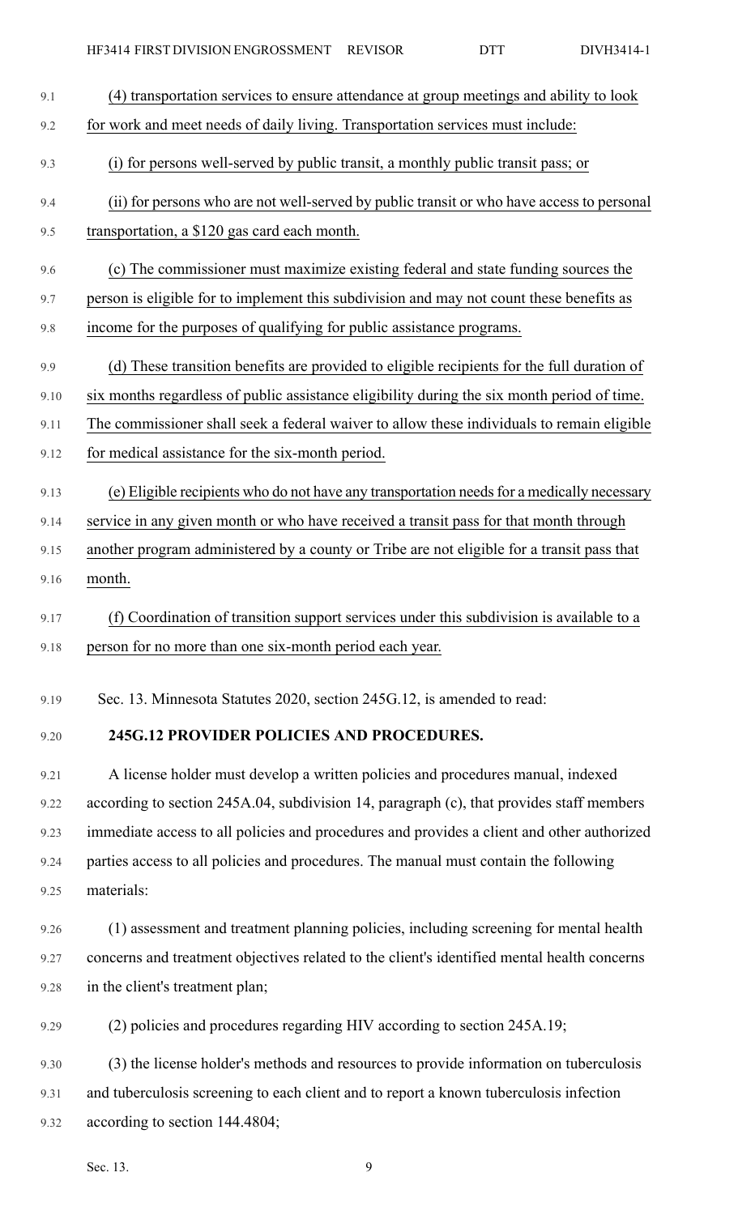(4) transportation services to ensure attendance at group meetings and ability to look for work and meet needs of daily living. Transportation services must include:

(i) for persons well-served by public transit, a monthly public transit pass; or

(ii) for persons who are not well-served by public transit or who have access to personal transportation, a $120 gas card each month.

(c) The commissioner must maximize existing federal and state funding sources the person is eligible for to implement this subdivision and may not count these benefits as income for the purposes of qualifying for public assistance programs.

(d) These transition benefits are provided to eligible recipients for the full duration of six months regardless of public assistance eligibility during the six month period of time. The commissioner shall seek a federal waiver to allow these individuals to remain eligible for medical assistance for the six-month period.

(e) Eligible recipients who do not have any transportation needs for a medically necessary service in any given month or who have received a transit pass for that month through another program administered by a county or Tribe are not eligible for a transit pass that month.

(f) Coordination of transition support services under this subdivision is available to a person for no more than one six-month period each year.

Sec. 13. Minnesota Statutes 2020, section 245G.12, is amended to read:

**245G.12 PROVIDER POLICIES AND PROCEDURES.**

A license holder must develop a written policies and procedures manual, indexed according to section 245A.04, subdivision 14, paragraph (c), that provides staff members immediate access to all policies and procedures and provides a client and other authorized parties access to all policies and procedures. The manual must contain the following materials:

(1) assessment and treatment planning policies, including screening for mental health concerns and treatment objectives related to the client's identified mental health concerns in the client's treatment plan;

(2) policies and procedures regarding HIV according to section 245A.19;

(3) the license holder's methods and resources to provide information on tuberculosis and tuberculosis screening to each client and to report a known tuberculosis infection according to section 144.4804;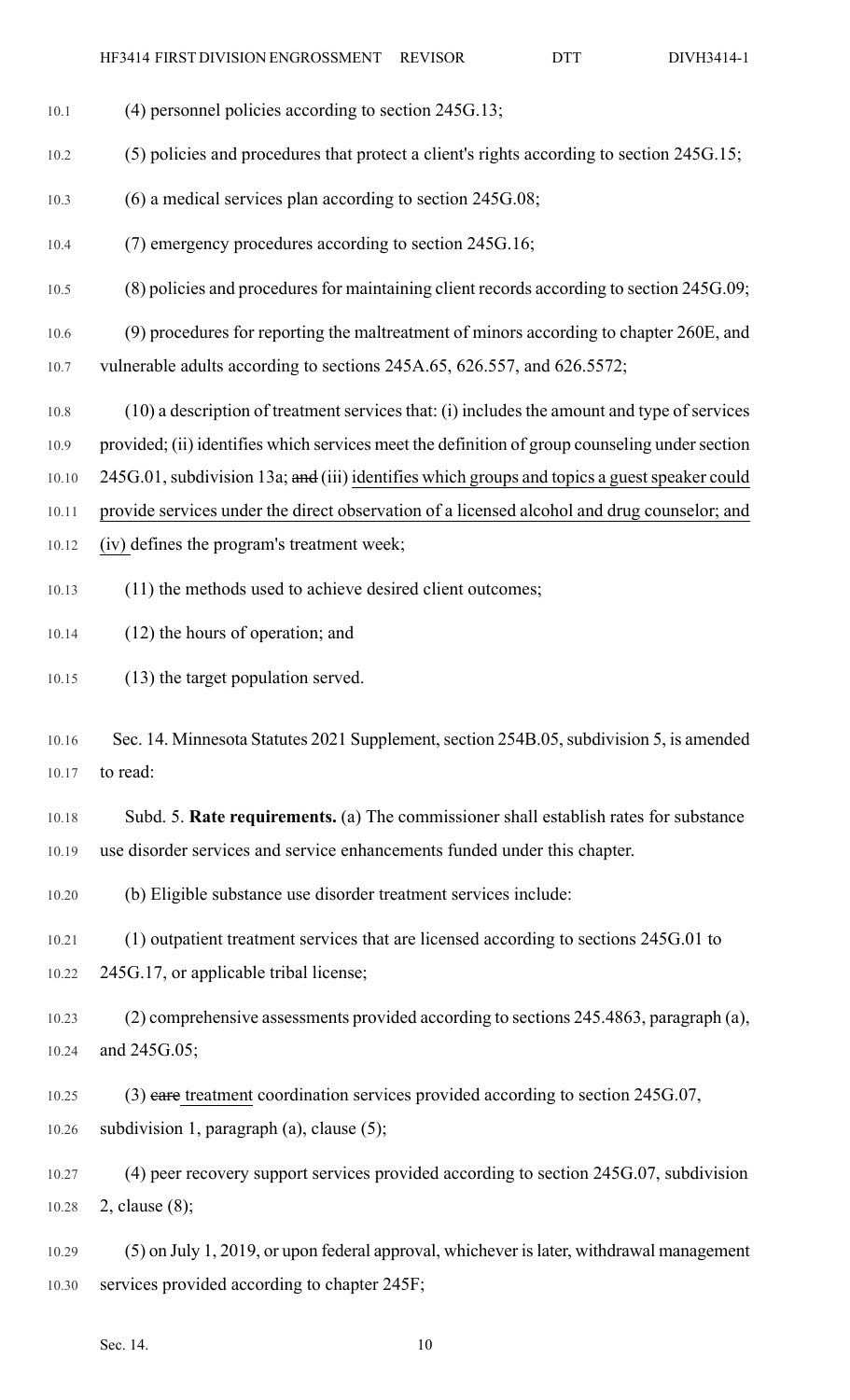(4) personnel policies according to section 245G.13;

(5) policies and procedures that protect a client's rights according to section 245G.15;

(6) a medical services plan according to section 245G.08;

(7) emergency procedures according to section 245G.16;

(8) policies and procedures for maintaining client records according to section 245G.09;

(9) procedures for reporting the maltreatment of minors according to chapter 260E, and vulnerable adults according to sections 245A.65, 626.557, and 626.5572;

(10) a description of treatment services that: (i) includes the amount and type of services provided; (ii) identifies which services meet the definition of group counseling under section 245G.01, subdivision 13a; ~~and~~ (iii) identifies which groups and topics a guest speaker could provide services under the direct observation of a licensed alcohol and drug counselor; and (iv) defines the program's treatment week;

(11) the methods used to achieve desired client outcomes;

(12) the hours of operation; and

(13) the target population served.

Sec. 14. Minnesota Statutes 2021 Supplement, section 254B.05, subdivision 5, is amended to read:

Subd. 5. **Rate requirements.** (a) The commissioner shall establish rates for substance use disorder services and service enhancements funded under this chapter.

(b) Eligible substance use disorder treatment services include:

(1) outpatient treatment services that are licensed according to sections 245G.01 to 245G.17, or applicable tribal license;

(2) comprehensive assessments provided according to sections 245.4863, paragraph (a), and 245G.05;

(3) ~~care~~ treatment coordination services provided according to section 245G.07, subdivision 1, paragraph (a), clause (5);

(4) peer recovery support services provided according to section 245G.07, subdivision 2, clause (8);

(5) on July 1, 2019, or upon federal approval, whichever is later, withdrawal management services provided according to chapter 245F;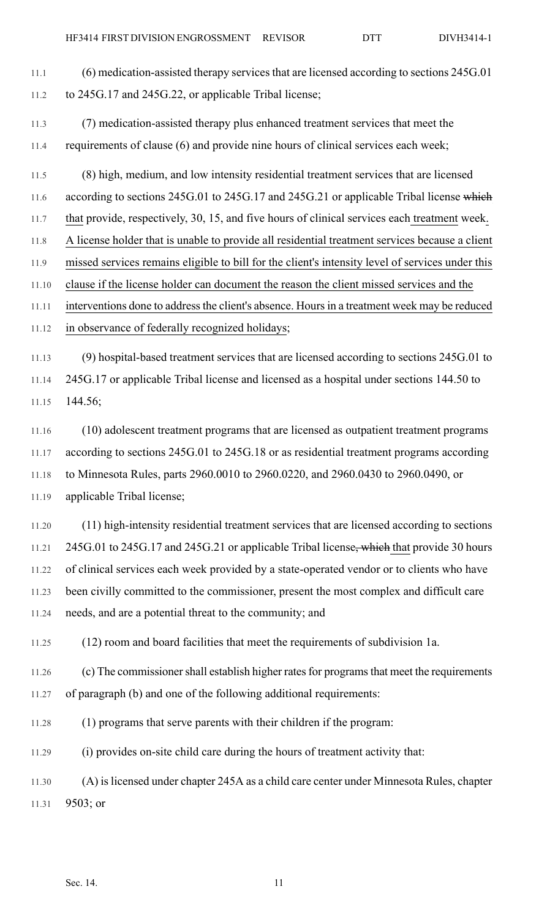(6) medication-assisted therapy services that are licensed according to sections 245G.01 to 245G.17 and 245G.22, or applicable Tribal license;

(7) medication-assisted therapy plus enhanced treatment services that meet the requirements of clause (6) and provide nine hours of clinical services each week;

(8) high, medium, and low intensity residential treatment services that are licensed according to sections 245G.01 to 245G.17 and 245G.21 or applicable Tribal license ~~which~~ that provide, respectively, 30, 15, and five hours of clinical services each treatment week. A license holder that is unable to provide all residential treatment services because a client missed services remains eligible to bill for the client's intensity level of services under this clause if the license holder can document the reason the client missed services and the interventions done to address the client's absence. Hours in a treatment week may be reduced in observance of federally recognized holidays;

(9) hospital-based treatment services that are licensed according to sections 245G.01 to 245G.17 or applicable Tribal license and licensed as a hospital under sections 144.50 to 144.56;

(10) adolescent treatment programs that are licensed as outpatient treatment programs according to sections 245G.01 to 245G.18 or as residential treatment programs according to Minnesota Rules, parts 2960.0010 to 2960.0220, and 2960.0430 to 2960.0490, or applicable Tribal license;

(11) high-intensity residential treatment services that are licensed according to sections 245G.01 to 245G.17 and 245G.21 or applicable Tribal license~~, which~~ that provide 30 hours of clinical services each week provided by a state-operated vendor or to clients who have been civilly committed to the commissioner, present the most complex and difficult care needs, and are a potential threat to the community; and

(12) room and board facilities that meet the requirements of subdivision 1a.

(c) The commissioner shall establish higher rates for programs that meet the requirements of paragraph (b) and one of the following additional requirements:

(1) programs that serve parents with their children if the program:

(i) provides on-site child care during the hours of treatment activity that:

(A) is licensed under chapter 245A as a child care center under Minnesota Rules, chapter 9503; or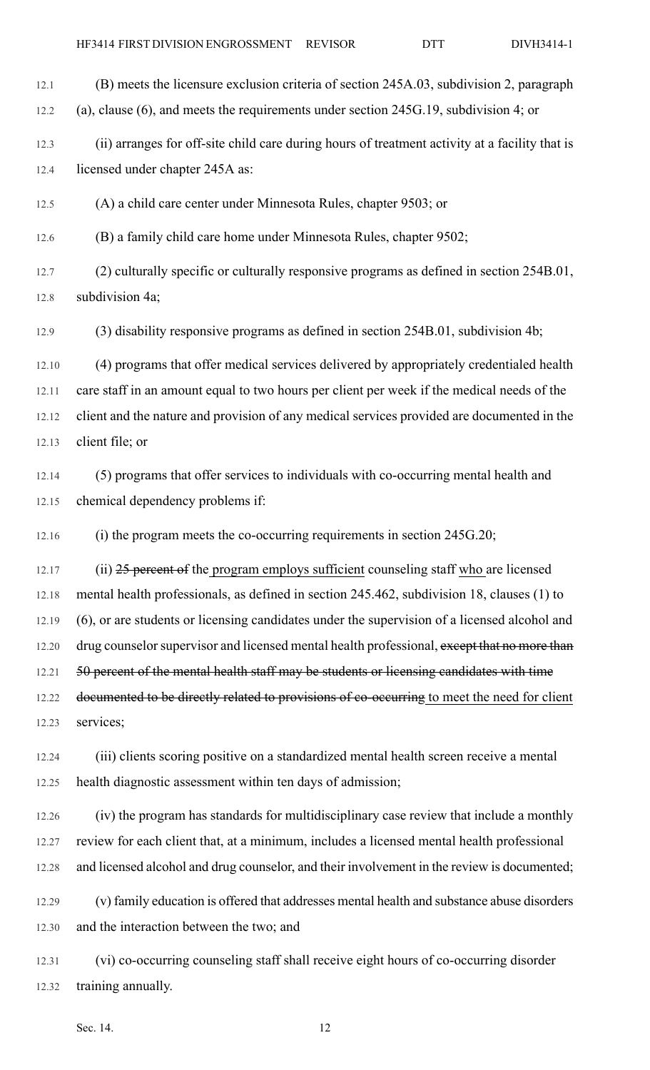(B) meets the licensure exclusion criteria of section 245A.03, subdivision 2, paragraph (a), clause (6), and meets the requirements under section 245G.19, subdivision 4; or

(ii) arranges for off-site child care during hours of treatment activity at a facility that is licensed under chapter 245A as:

(A) a child care center under Minnesota Rules, chapter 9503; or

(B) a family child care home under Minnesota Rules, chapter 9502;

(2) culturally specific or culturally responsive programs as defined in section 254B.01, subdivision 4a;

(3) disability responsive programs as defined in section 254B.01, subdivision 4b;

(4) programs that offer medical services delivered by appropriately credentialed health care staff in an amount equal to two hours per client per week if the medical needs of the client and the nature and provision of any medical services provided are documented in the client file; or

(5) programs that offer services to individuals with co-occurring mental health and chemical dependency problems if:

(i) the program meets the co-occurring requirements in section 245G.20;

(ii) ~~25 percent of~~ the program employs sufficient counseling staff who are licensed mental health professionals, as defined in section 245.462, subdivision 18, clauses (1) to (6), or are students or licensing candidates under the supervision of a licensed alcohol and drug counselor supervisor and licensed mental health professional, ~~except that no more than 50 percent of the mental health staff may be students or licensing candidates with time documented to be directly related to provisions of co-occurring~~ to meet the need for client services;

(iii) clients scoring positive on a standardized mental health screen receive a mental health diagnostic assessment within ten days of admission;

(iv) the program has standards for multidisciplinary case review that include a monthly review for each client that, at a minimum, includes a licensed mental health professional and licensed alcohol and drug counselor, and their involvement in the review is documented;

(v) family education is offered that addresses mental health and substance abuse disorders and the interaction between the two; and

(vi) co-occurring counseling staff shall receive eight hours of co-occurring disorder training annually.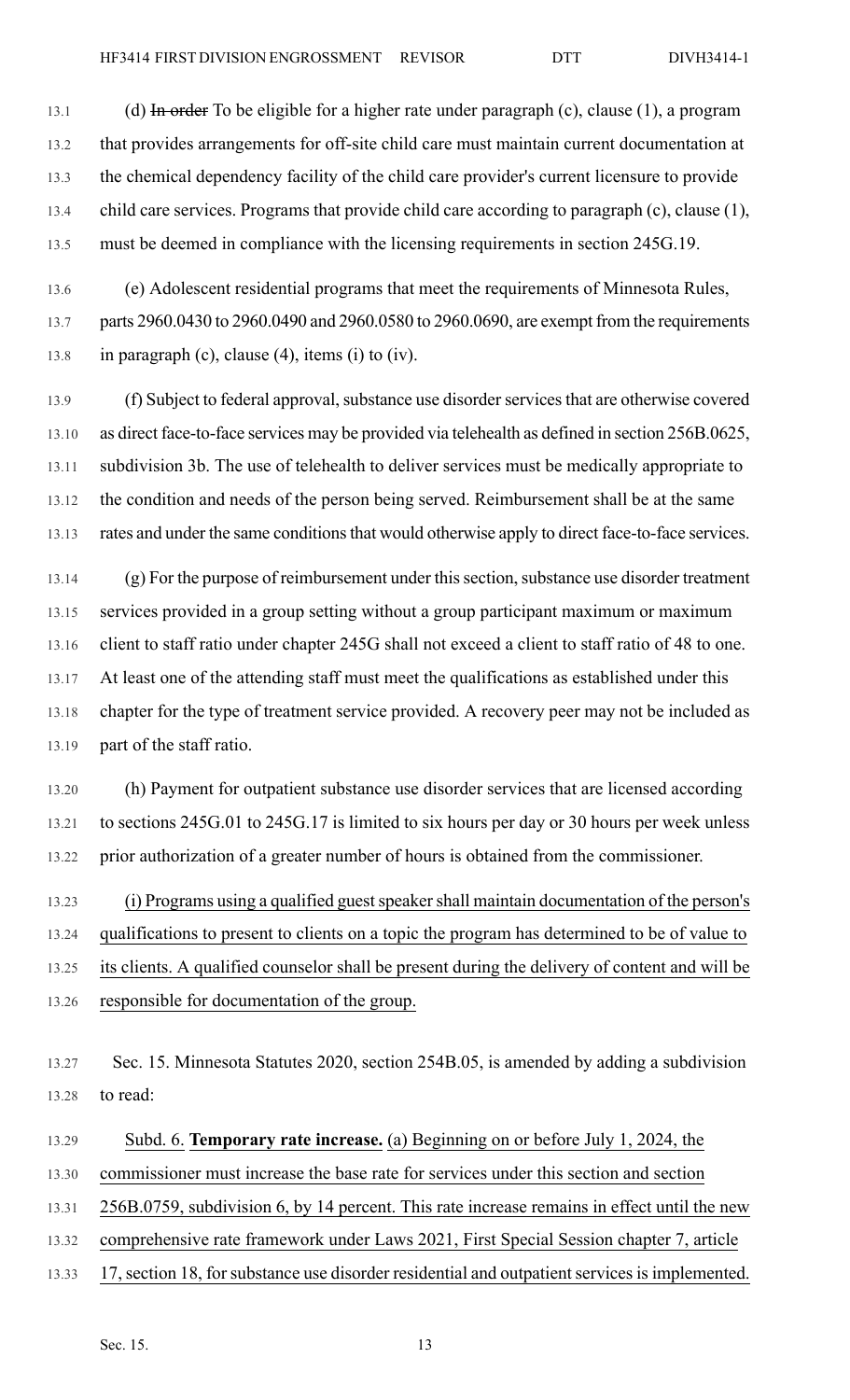(d) ~~In order~~ To be eligible for a higher rate under paragraph (c), clause (1), a program that provides arrangements for off-site child care must maintain current documentation at the chemical dependency facility of the child care provider's current licensure to provide child care services. Programs that provide child care according to paragraph (c), clause (1), must be deemed in compliance with the licensing requirements in section 245G.19.

(e) Adolescent residential programs that meet the requirements of Minnesota Rules, parts 2960.0430 to 2960.0490 and 2960.0580 to 2960.0690, are exempt from the requirements in paragraph (c), clause (4), items (i) to (iv).

(f) Subject to federal approval, substance use disorder services that are otherwise covered as direct face-to-face services may be provided via telehealth as defined in section 256B.0625, subdivision 3b. The use of telehealth to deliver services must be medically appropriate to the condition and needs of the person being served. Reimbursement shall be at the same rates and under the same conditions that would otherwise apply to direct face-to-face services.

(g) For the purpose of reimbursement under this section, substance use disorder treatment services provided in a group setting without a group participant maximum or maximum client to staff ratio under chapter 245G shall not exceed a client to staff ratio of 48 to one. At least one of the attending staff must meet the qualifications as established under this chapter for the type of treatment service provided. A recovery peer may not be included as part of the staff ratio.

(h) Payment for outpatient substance use disorder services that are licensed according to sections 245G.01 to 245G.17 is limited to six hours per day or 30 hours per week unless prior authorization of a greater number of hours is obtained from the commissioner.

<u>(i) Programs using a qualified guest speaker shall maintain documentation of the person's qualifications to present to clients on a topic the program has determined to be of value to its clients. A qualified counselor shall be present during the delivery of content and will be responsible for documentation of the group.</u>

Sec. 15. Minnesota Statutes 2020, section 254B.05, is amended by adding a subdivision to read:

<u>Subd. 6. **Temporary rate increase.** (a) Beginning on or before July 1, 2024, the commissioner must increase the base rate for services under this section and section 256B.0759, subdivision 6, by 14 percent. This rate increase remains in effect until the new comprehensive rate framework under Laws 2021, First Special Session chapter 7, article 17, section 18, for substance use disorder residential and outpatient services is implemented.</u>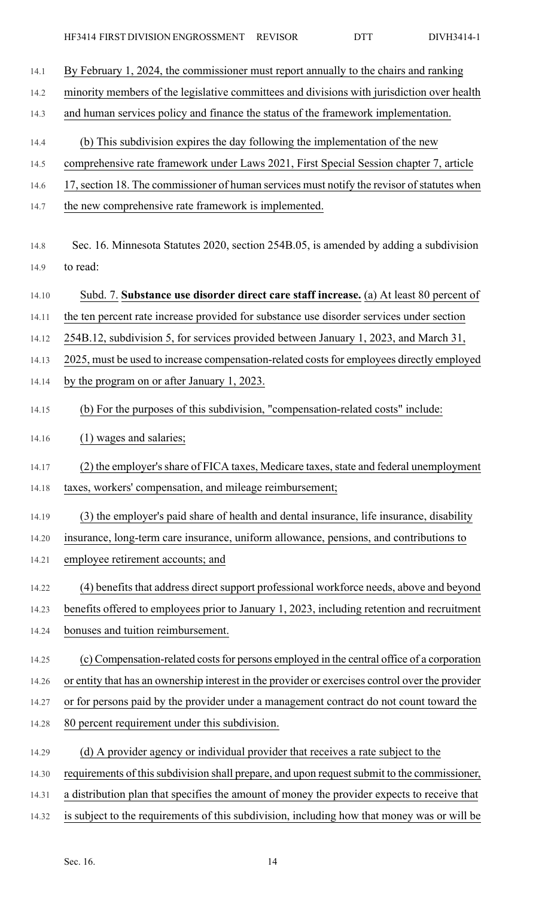By February 1, 2024, the commissioner must report annually to the chairs and ranking minority members of the legislative committees and divisions with jurisdiction over health and human services policy and finance the status of the framework implementation.

(b) This subdivision expires the day following the implementation of the new comprehensive rate framework under Laws 2021, First Special Session chapter 7, article 17, section 18. The commissioner of human services must notify the revisor of statutes when the new comprehensive rate framework is implemented.

Sec. 16. Minnesota Statutes 2020, section 254B.05, is amended by adding a subdivision to read:

Subd. 7. **Substance use disorder direct care staff increase.** (a) At least 80 percent of the ten percent rate increase provided for substance use disorder services under section 254B.12, subdivision 5, for services provided between January 1, 2023, and March 31, 2025, must be used to increase compensation-related costs for employees directly employed by the program on or after January 1, 2023.

(b) For the purposes of this subdivision, "compensation-related costs" include:

(1) wages and salaries;

(2) the employer's share of FICA taxes, Medicare taxes, state and federal unemployment taxes, workers' compensation, and mileage reimbursement;

(3) the employer's paid share of health and dental insurance, life insurance, disability insurance, long-term care insurance, uniform allowance, pensions, and contributions to employee retirement accounts; and

(4) benefits that address direct support professional workforce needs, above and beyond benefits offered to employees prior to January 1, 2023, including retention and recruitment bonuses and tuition reimbursement.

(c) Compensation-related costs for persons employed in the central office of a corporation or entity that has an ownership interest in the provider or exercises control over the provider or for persons paid by the provider under a management contract do not count toward the 80 percent requirement under this subdivision.

(d) A provider agency or individual provider that receives a rate subject to the requirements of this subdivision shall prepare, and upon request submit to the commissioner, a distribution plan that specifies the amount of money the provider expects to receive that is subject to the requirements of this subdivision, including how that money was or will be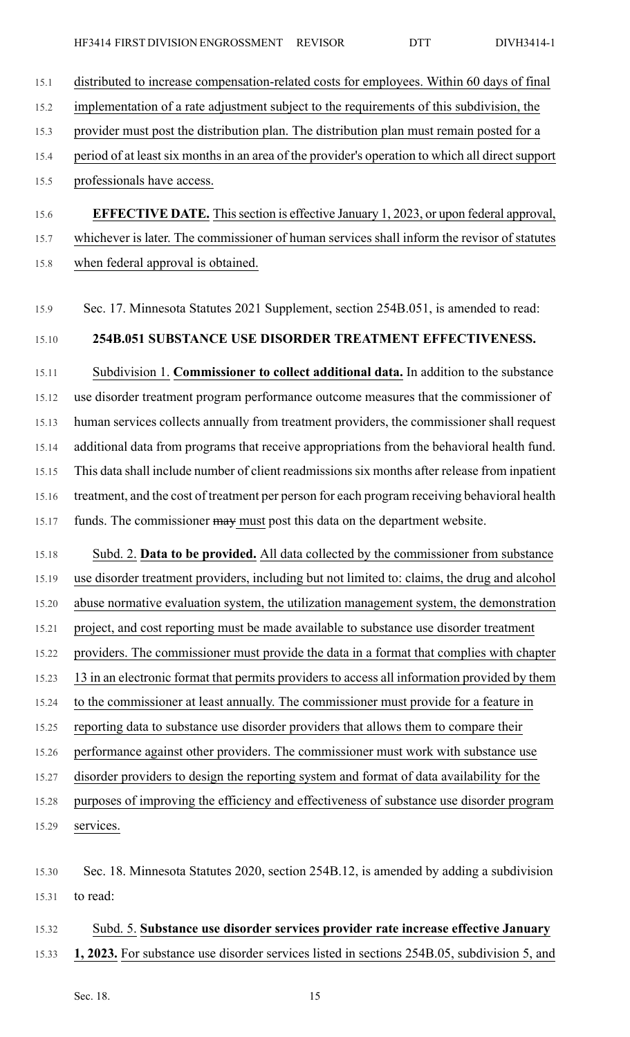distributed to increase compensation-related costs for employees. Within 60 days of final implementation of a rate adjustment subject to the requirements of this subdivision, the provider must post the distribution plan. The distribution plan must remain posted for a period of at least six months in an area of the provider's operation to which all direct support professionals have access.

**EFFECTIVE DATE.** This section is effective January 1, 2023, or upon federal approval, whichever is later. The commissioner of human services shall inform the revisor of statutes when federal approval is obtained.

Sec. 17. Minnesota Statutes 2021 Supplement, section 254B.051, is amended to read:

**254B.051 SUBSTANCE USE DISORDER TREATMENT EFFECTIVENESS.**

Subdivision 1. **Commissioner to collect additional data.** In addition to the substance use disorder treatment program performance outcome measures that the commissioner of human services collects annually from treatment providers, the commissioner shall request additional data from programs that receive appropriations from the behavioral health fund. This data shall include number of client readmissions six months after release from inpatient treatment, and the cost of treatment per person for each program receiving behavioral health funds. The commissioner ~~may~~ must post this data on the department website.

Subd. 2. **Data to be provided.** All data collected by the commissioner from substance use disorder treatment providers, including but not limited to: claims, the drug and alcohol abuse normative evaluation system, the utilization management system, the demonstration project, and cost reporting must be made available to substance use disorder treatment providers. The commissioner must provide the data in a format that complies with chapter 13 in an electronic format that permits providers to access all information provided by them to the commissioner at least annually. The commissioner must provide for a feature in reporting data to substance use disorder providers that allows them to compare their performance against other providers. The commissioner must work with substance use disorder providers to design the reporting system and format of data availability for the purposes of improving the efficiency and effectiveness of substance use disorder program services.

Sec. 18. Minnesota Statutes 2020, section 254B.12, is amended by adding a subdivision to read:

Subd. 5. **Substance use disorder services provider rate increase effective January 1, 2023.** For substance use disorder services listed in sections 254B.05, subdivision 5, and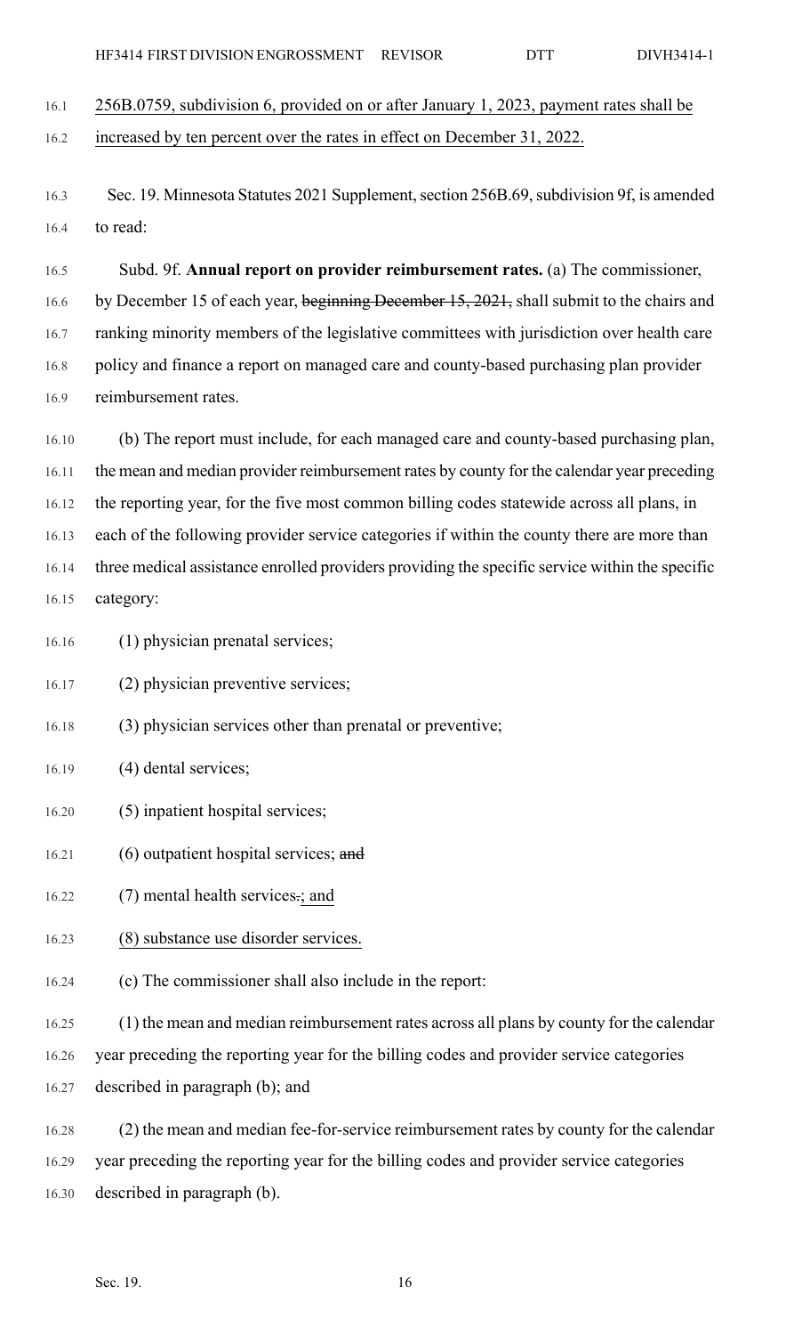256B.0759, subdivision 6, provided on or after January 1, 2023, payment rates shall be increased by ten percent over the rates in effect on December 31, 2022.

Sec. 19. Minnesota Statutes 2021 Supplement, section 256B.69, subdivision 9f, is amended to read:

Subd. 9f. **Annual report on provider reimbursement rates.** (a) The commissioner, by December 15 of each year, ~~beginning December 15, 2021,~~ shall submit to the chairs and ranking minority members of the legislative committees with jurisdiction over health care policy and finance a report on managed care and county-based purchasing plan provider reimbursement rates.

(b) The report must include, for each managed care and county-based purchasing plan, the mean and median provider reimbursement rates by county for the calendar year preceding the reporting year, for the five most common billing codes statewide across all plans, in each of the following provider service categories if within the county there are more than three medical assistance enrolled providers providing the specific service within the specific category:

(1) physician prenatal services;

(2) physician preventive services;

(3) physician services other than prenatal or preventive;

(4) dental services;

(5) inpatient hospital services;

(6) outpatient hospital services; ~~and~~

(7) mental health services~~.~~; and

(8) substance use disorder services.

(c) The commissioner shall also include in the report:

(1) the mean and median reimbursement rates across all plans by county for the calendar year preceding the reporting year for the billing codes and provider service categories described in paragraph (b); and

(2) the mean and median fee-for-service reimbursement rates by county for the calendar year preceding the reporting year for the billing codes and provider service categories described in paragraph (b).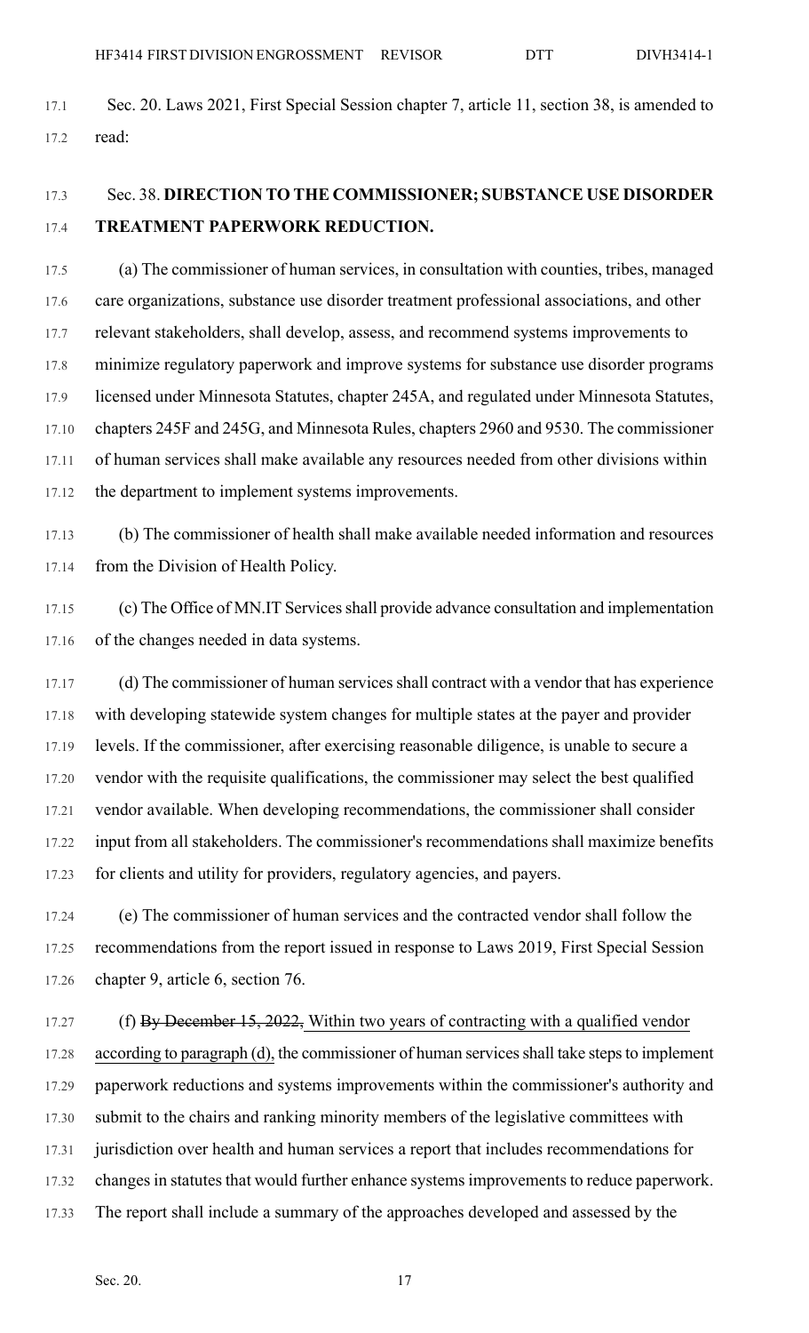Sec. 20. Laws 2021, First Special Session chapter 7, article 11, section 38, is amended to read:

Sec. 38. **DIRECTION TO THE COMMISSIONER; SUBSTANCE USE DISORDER TREATMENT PAPERWORK REDUCTION.**

(a) The commissioner of human services, in consultation with counties, tribes, managed care organizations, substance use disorder treatment professional associations, and other relevant stakeholders, shall develop, assess, and recommend systems improvements to minimize regulatory paperwork and improve systems for substance use disorder programs licensed under Minnesota Statutes, chapter 245A, and regulated under Minnesota Statutes, chapters 245F and 245G, and Minnesota Rules, chapters 2960 and 9530. The commissioner of human services shall make available any resources needed from other divisions within the department to implement systems improvements.

(b) The commissioner of health shall make available needed information and resources from the Division of Health Policy.

(c) The Office of MN.IT Services shall provide advance consultation and implementation of the changes needed in data systems.

(d) The commissioner of human services shall contract with a vendor that has experience with developing statewide system changes for multiple states at the payer and provider levels. If the commissioner, after exercising reasonable diligence, is unable to secure a vendor with the requisite qualifications, the commissioner may select the best qualified vendor available. When developing recommendations, the commissioner shall consider input from all stakeholders. The commissioner's recommendations shall maximize benefits for clients and utility for providers, regulatory agencies, and payers.

(e) The commissioner of human services and the contracted vendor shall follow the recommendations from the report issued in response to Laws 2019, First Special Session chapter 9, article 6, section 76.

(f) ~~By December 15, 2022,~~ Within two years of contracting with a qualified vendor according to paragraph (d), the commissioner of human services shall take steps to implement paperwork reductions and systems improvements within the commissioner's authority and submit to the chairs and ranking minority members of the legislative committees with jurisdiction over health and human services a report that includes recommendations for changes in statutes that would further enhance systems improvements to reduce paperwork. The report shall include a summary of the approaches developed and assessed by the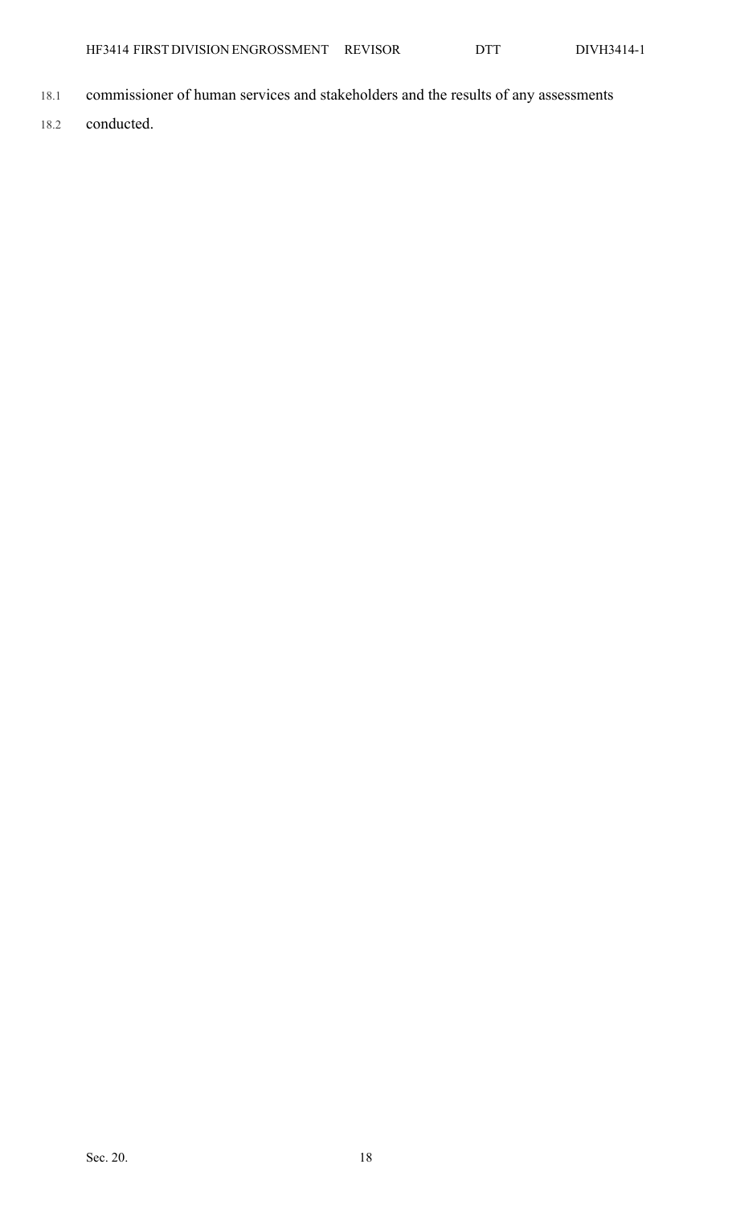commissioner of human services and stakeholders and the results of any assessments conducted.